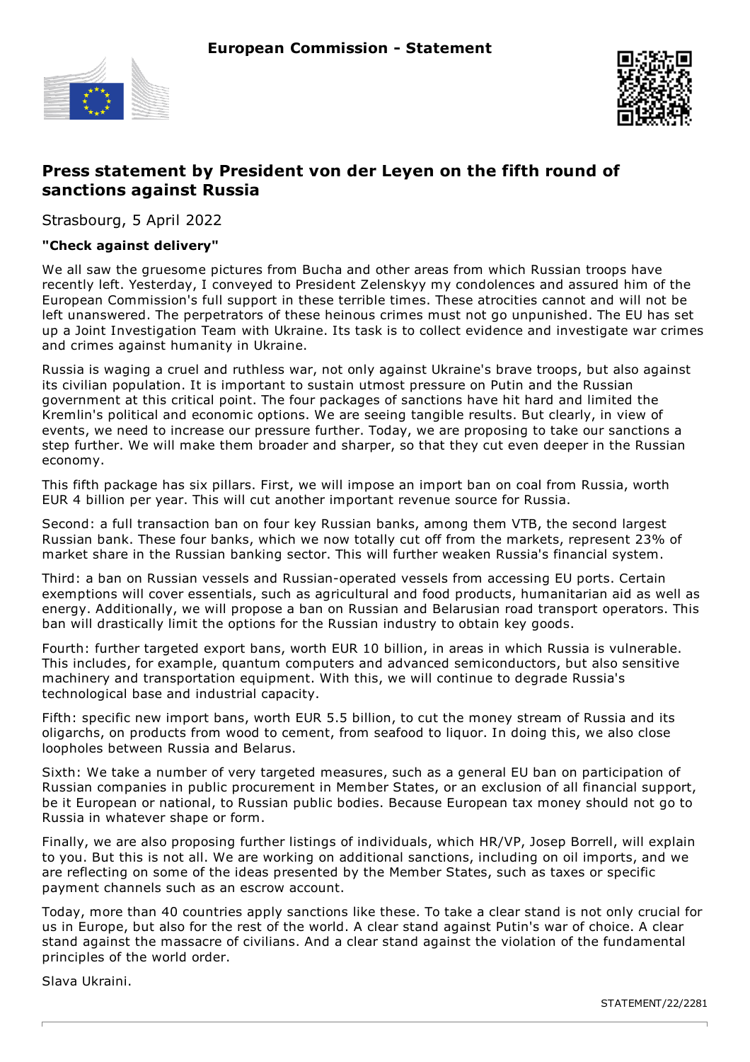**European Commission - Statement**

# Press statement by President von der Leyen on the fifth round of sanctions against Russia

Strasbourg, 5 April 2022

**"Check against delivery"**

We all saw the gruesome pictures from Bucha and other areas from which Russian troops have recently left. Yesterday, I conveyed to President Zelenskyy my condolences and assured him of the European Commission's full support in these terrible times. These atrocities cannot and will not be left unanswered. The perpetrators of these heinous crimes must not go unpunished. The EU has set up a Joint Investigation Team with Ukraine. Its task is to collect evidence and investigate war crimes and crimes against humanity in Ukraine.

Russia is waging a cruel and ruthless war, not only against Ukraine's brave troops, but also against its civilian population. It is important to sustain utmost pressure on Putin and the Russian government at this critical point. The four packages of sanctions have hit hard and limited the Kremlin's political and economic options. We are seeing tangible results. But clearly, in view of events, we need to increase our pressure further. Today, we are proposing to take our sanctions a step further. We will make them broader and sharper, so that they cut even deeper in the Russian economy.

This fifth package has six pillars. First, we will impose an import ban on coal from Russia, worth EUR 4 billion per year. This will cut another important revenue source for Russia.

Second: a full transaction ban on four key Russian banks, among them VTB, the second largest Russian bank. These four banks, which we now totally cut off from the markets, represent 23% of market share in the Russian banking sector. This will further weaken Russia's financial system.

Third: a ban on Russian vessels and Russian-operated vessels from accessing EU ports. Certain exemptions will cover essentials, such as agricultural and food products, humanitarian aid as well as energy. Additionally, we will propose a ban on Russian and Belarusian road transport operators. This ban will drastically limit the options for the Russian industry to obtain key goods.

Fourth: further targeted export bans, worth EUR 10 billion, in areas in which Russia is vulnerable. This includes, for example, quantum computers and advanced semiconductors, but also sensitive machinery and transportation equipment. With this, we will continue to degrade Russia's technological base and industrial capacity.

Fifth: specific new import bans, worth EUR 5.5 billion, to cut the money stream of Russia and its oligarchs, on products from wood to cement, from seafood to liquor. In doing this, we also close loopholes between Russia and Belarus.

Sixth: We take a number of very targeted measures, such as a general EU ban on participation of Russian companies in public procurement in Member States, or an exclusion of all financial support, be it European or national, to Russian public bodies. Because European tax money should not go to Russia in whatever shape or form.

Finally, we are also proposing further listings of individuals, which HR/VP, Josep Borrell, will explain to you. But this is not all. We are working on additional sanctions, including on oil imports, and we are reflecting on some of the ideas presented by the Member States, such as taxes or specific payment channels such as an escrow account.

Today, more than 40 countries apply sanctions like these. To take a clear stand is not only crucial for us in Europe, but also for the rest of the world. A clear stand against Putin's war of choice. A clear stand against the massacre of civilians. And a clear stand against the violation of the fundamental principles of the world order.

Slava Ukraini.

STATEMENT/22/2281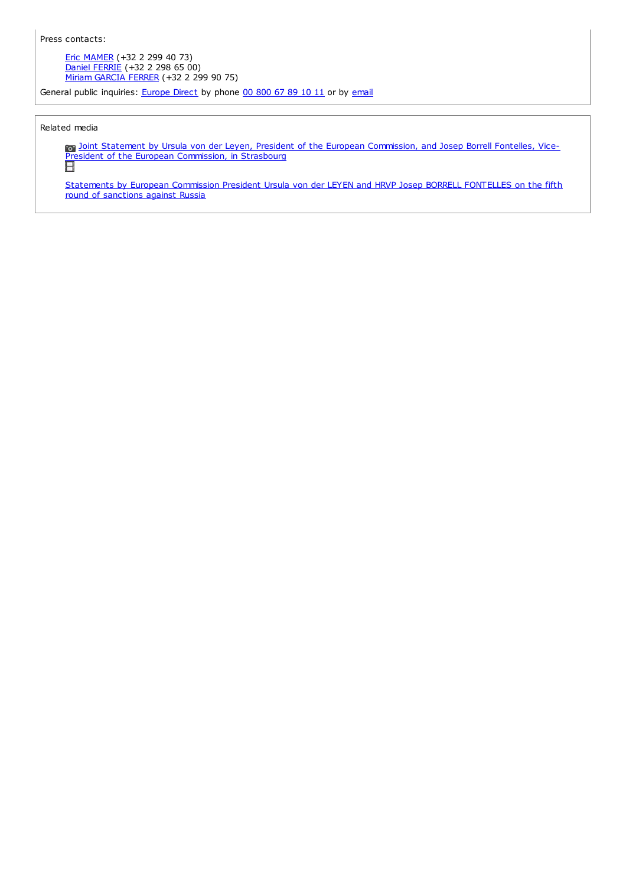Press contacts:

- Eric MAMER (+32 2 299 40 73)
- Daniel FERRIE (+32 2 298 65 00)
- Miriam GARCIA FERRER (+32 2 299 90 75)

General public inquiries: Europe Direct by phone 00 800 67 89 10 11 or by email

Related media

- Joint Statement by Ursula von der Leyen, President of the European Commission, and Josep Borrell Fontelles, Vice-President of the European Commission, in Strasbourg
- Statements by European Commission President Ursula von der LEYEN and HRVP Josep BORRELL FONTELLES on the fifth round of sanctions against Russia